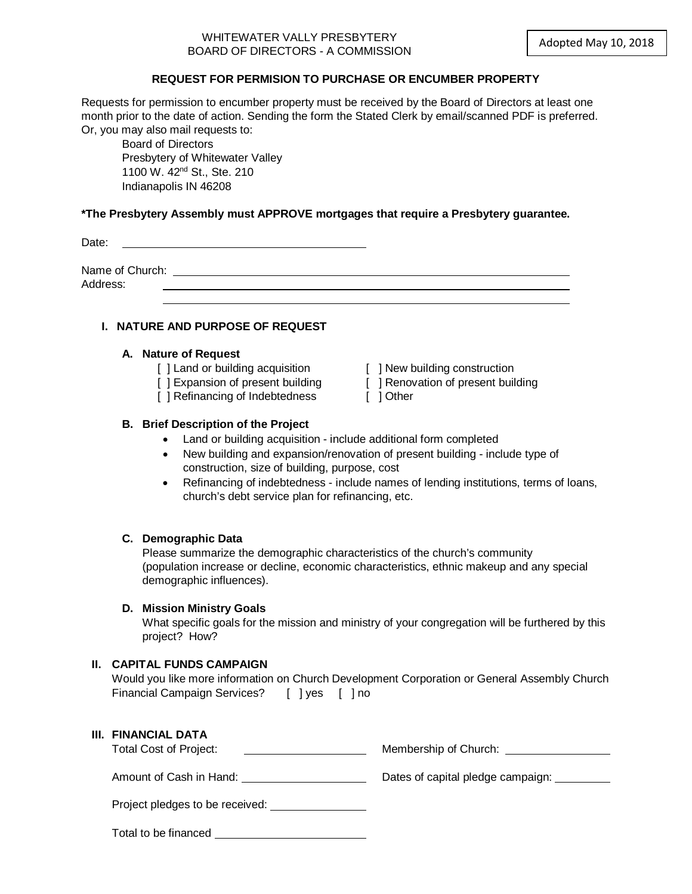WHITEWATER VALLY PRESBYTERY
BOARD OF DIRECTORS - A COMMISSION

Adopted May 10, 2018

**REQUEST FOR PERMISION TO PURCHASE OR ENCUMBER PROPERTY**

Requests for permission to encumber property must be received by the Board of Directors at least one month prior to the date of action. Sending the form the Stated Clerk by email/scanned PDF is preferred. Or, you may also mail requests to:

Board of Directors
Presbytery of Whitewater Valley
1100 W. 42nd St., Ste. 210
Indianapolis IN 46208

**\*The Presbytery Assembly must APPROVE mortgages that require a Presbytery guarantee.**

Date: ______________________________

Name of Church: ______________________________
Address: ______________________________
______________________________

## I. NATURE AND PURPOSE OF REQUEST

### A. Nature of Request

[ ] Land or building acquisition
[ ] New building construction
[ ] Expansion of present building
[ ] Renovation of present building
[ ] Refinancing of Indebtedness
[ ] Other

### B. Brief Description of the Project

- Land or building acquisition - include additional form completed
- New building and expansion/renovation of present building - include type of construction, size of building, purpose, cost
- Refinancing of indebtedness - include names of lending institutions, terms of loans, church's debt service plan for refinancing, etc.

### C. Demographic Data

Please summarize the demographic characteristics of the church's community (population increase or decline, economic characteristics, ethnic makeup and any special demographic influences).

### D. Mission Ministry Goals

What specific goals for the mission and ministry of your congregation will be furthered by this project? How?

## II. CAPITAL FUNDS CAMPAIGN

Would you like more information on Church Development Corporation or General Assembly Church Financial Campaign Services? [ ] yes [ ] no

## III. FINANCIAL DATA

Total Cost of Project: ______________ Membership of Church: ______________

Amount of Cash in Hand: ______________ Dates of capital pledge campaign: ______________

Project pledges to be received: ______________

Total to be financed ______________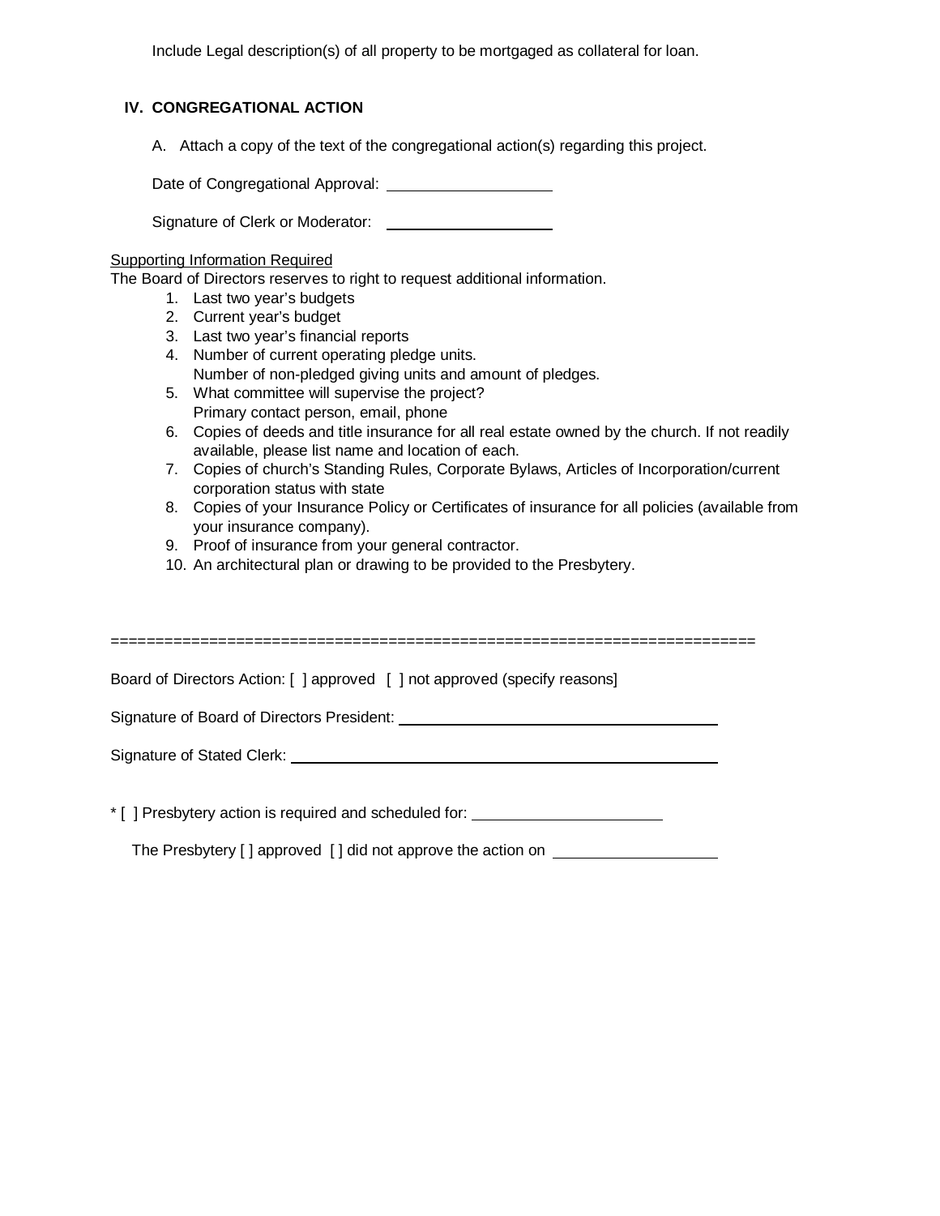Include Legal description(s) of all property to be mortgaged as collateral for loan.

## IV. CONGREGATIONAL ACTION

A. Attach a copy of the text of the congregational action(s) regarding this project.

Date of Congregational Approval: ____________________

Signature of Clerk or Moderator: ____________________

Supporting Information Required

The Board of Directors reserves to right to request additional information.

1. Last two year's budgets
2. Current year's budget
3. Last two year's financial reports
4. Number of current operating pledge units.
   Number of non-pledged giving units and amount of pledges.
5. What committee will supervise the project?
   Primary contact person, email, phone
6. Copies of deeds and title insurance for all real estate owned by the church. If not readily available, please list name and location of each.
7. Copies of church's Standing Rules, Corporate Bylaws, Articles of Incorporation/current corporation status with state
8. Copies of your Insurance Policy or Certificates of insurance for all policies (available from your insurance company).
9. Proof of insurance from your general contractor.
10. An architectural plan or drawing to be provided to the Presbytery.

========================================================================

Board of Directors Action: [ ] approved [ ] not approved (specify reasons]

Signature of Board of Directors President: ________________________________________

Signature of Stated Clerk: ________________________________________

* [ ] Presbytery action is required and scheduled for: ________________________

The Presbytery [ ] approved [ ] did not approve the action on ____________________